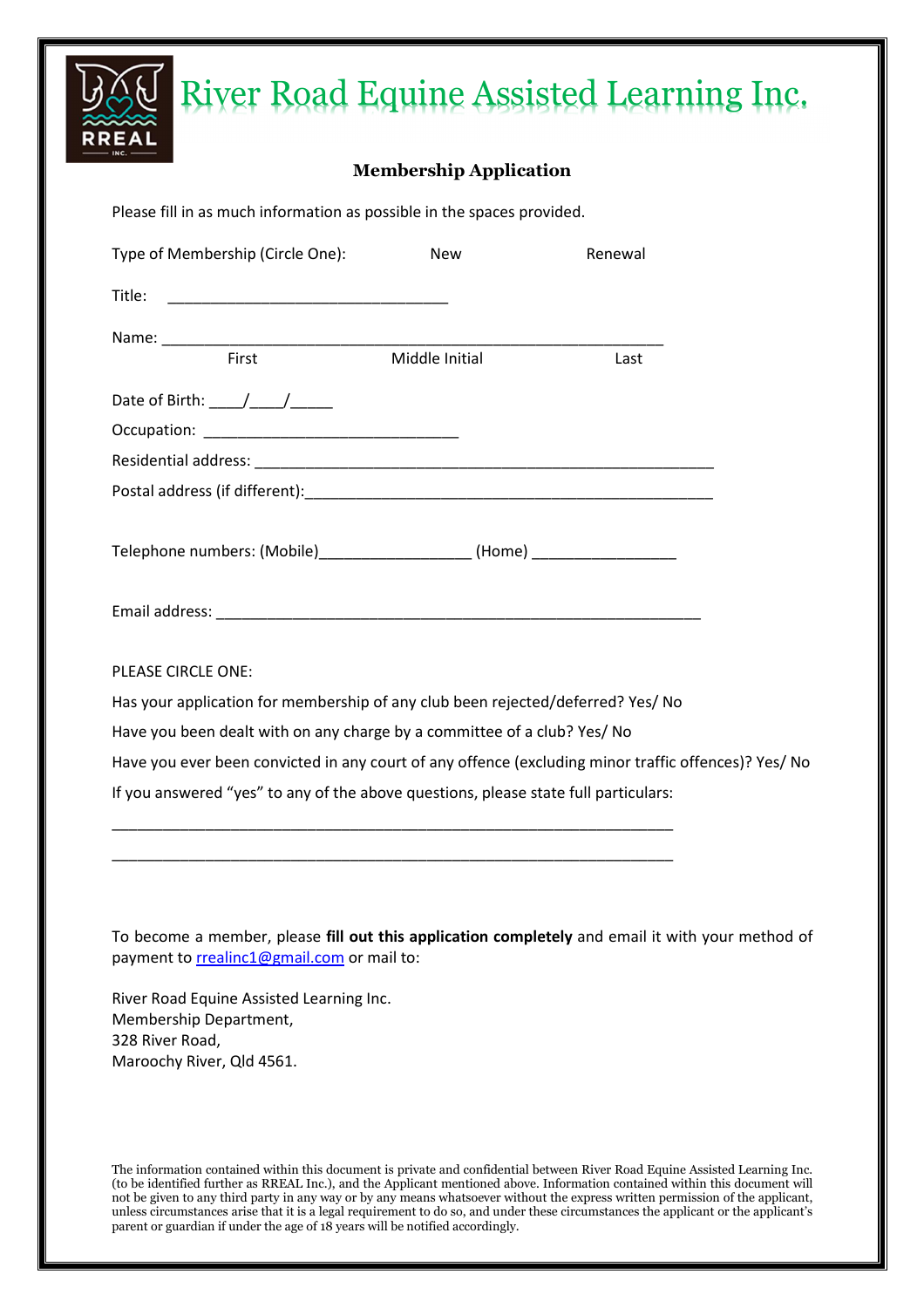# River Road Equine Assisted Learning Inc.

## Membership Application

Please fill in as much information as possible in the spaces provided.

Type of Membership (Circle One): New Renewal

Title: ______________________________

Name: ____________________________________________________________

First Middle Initial Last

Date of Birth: ____/____/_____

Occupation: ______________________________

Residential address: ______________________________________________________

Postal address (if different):__________________________________________________

Telephone numbers: (Mobile)_________________ (Home) ________________

Email address: _______________________________________________________

PLEASE CIRCLE ONE:

Has your application for membership of any club been rejected/deferred? Yes/ No

Have you been dealt with on any charge by a committee of a club? Yes/ No

Have you ever been convicted in any court of any offence (excluding minor traffic offences)? Yes/ No

If you answered "yes" to any of the above questions, please state full particulars:

_________________________________________________________________

_________________________________________________________________

To become a member, please **fill out this application completely** and email it with your method of payment to rrealinc1@gmail.com or mail to:

River Road Equine Assisted Learning Inc.
Membership Department,
328 River Road,
Maroochy River, Qld 4561.

The information contained within this document is private and confidential between River Road Equine Assisted Learning Inc. (to be identified further as RREAL Inc.), and the Applicant mentioned above. Information contained within this document will not be given to any third party in any way or by any means whatsoever without the express written permission of the applicant, unless circumstances arise that it is a legal requirement to do so, and under these circumstances the applicant or the applicant's parent or guardian if under the age of 18 years will be notified accordingly.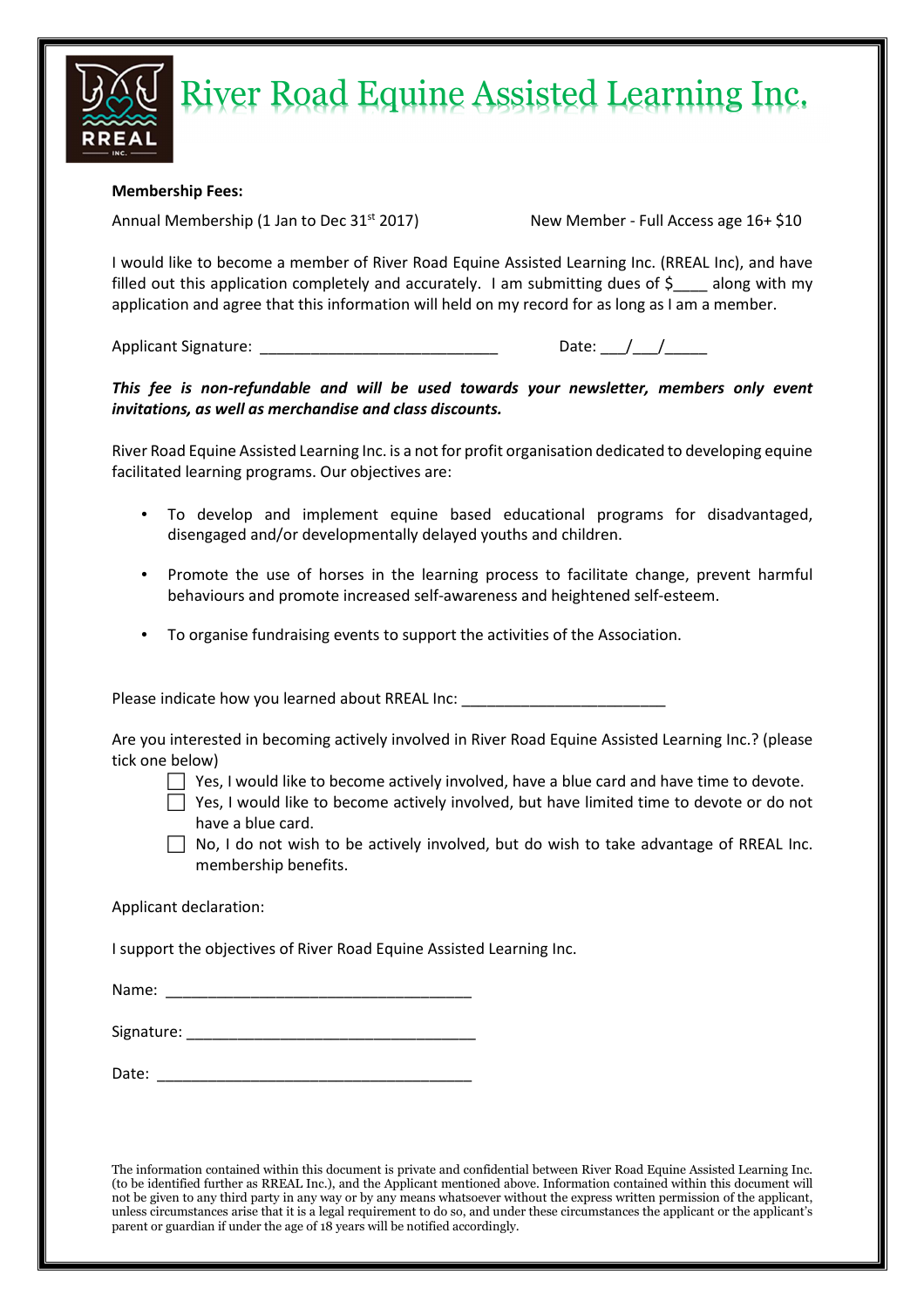# River Road Equine Assisted Learning Inc.

**Membership Fees:**

Annual Membership (1 Jan to Dec 31st 2017) New Member - Full Access age 16+ $10

I would like to become a member of River Road Equine Assisted Learning Inc. (RREAL Inc), and have filled out this application completely and accurately. I am submitting dues of $____ along with my application and agree that this information will held on my record for as long as I am a member.

Applicant Signature: ____________________________ Date: ___/___/_____

***This fee is non-refundable and will be used towards your newsletter, members only event invitations, as well as merchandise and class discounts.***

River Road Equine Assisted Learning Inc. is a not for profit organisation dedicated to developing equine facilitated learning programs. Our objectives are:

- To develop and implement equine based educational programs for disadvantaged, disengaged and/or developmentally delayed youths and children.
- Promote the use of horses in the learning process to facilitate change, prevent harmful behaviours and promote increased self-awareness and heightened self-esteem.
- To organise fundraising events to support the activities of the Association.

Please indicate how you learned about RREAL Inc: ________________________

Are you interested in becoming actively involved in River Road Equine Assisted Learning Inc.? (please tick one below)

- ☐ Yes, I would like to become actively involved, have a blue card and have time to devote.
- ☐ Yes, I would like to become actively involved, but have limited time to devote or do not have a blue card.
- ☐ No, I do not wish to be actively involved, but do wish to take advantage of RREAL Inc. membership benefits.

Applicant declaration:

I support the objectives of River Road Equine Assisted Learning Inc.

Name: ____________________________________

Signature: __________________________________

Date: _____________________________________

The information contained within this document is private and confidential between River Road Equine Assisted Learning Inc. (to be identified further as RREAL Inc.), and the Applicant mentioned above. Information contained within this document will not be given to any third party in any way or by any means whatsoever without the express written permission of the applicant, unless circumstances arise that it is a legal requirement to do so, and under these circumstances the applicant or the applicant's parent or guardian if under the age of 18 years will be notified accordingly.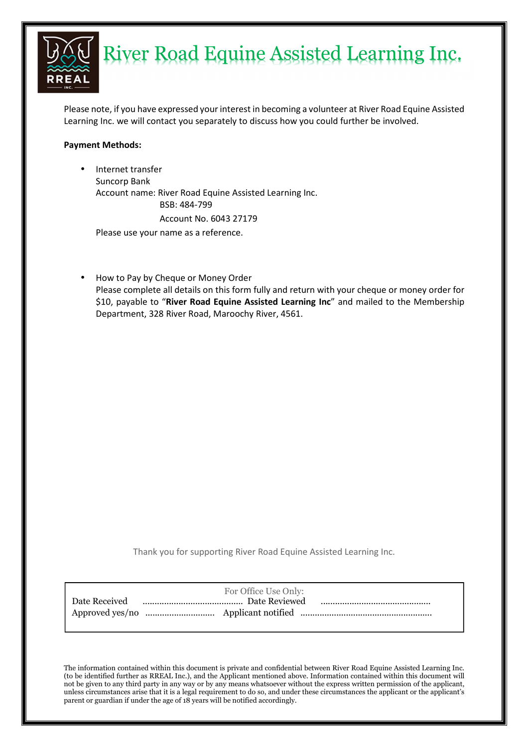# River Road Equine Assisted Learning Inc.

Please note, if you have expressed your interest in becoming a volunteer at River Road Equine Assisted Learning Inc. we will contact you separately to discuss how you could further be involved.

**Payment Methods:**

- Internet transfer
  Suncorp Bank
  Account name: River Road Equine Assisted Learning Inc.
  BSB: 484-799
  Account No. 6043 27179
  Please use your name as a reference.

- How to Pay by Cheque or Money Order
  Please complete all details on this form fully and return with your cheque or money order for $10, payable to "**River Road Equine Assisted Learning Inc**" and mailed to the Membership Department, 328 River Road, Maroochy River, 4561.

Thank you for supporting River Road Equine Assisted Learning Inc.

For Office Use Only:

Date Received .......................................... Date Reviewed ..............................................

Approved yes/no ............................. Applicant notified .......................................................

The information contained within this document is private and confidential between River Road Equine Assisted Learning Inc. (to be identified further as RREAL Inc.), and the Applicant mentioned above. Information contained within this document will not be given to any third party in any way or by any means whatsoever without the express written permission of the applicant, unless circumstances arise that it is a legal requirement to do so, and under these circumstances the applicant or the applicant's parent or guardian if under the age of 18 years will be notified accordingly.